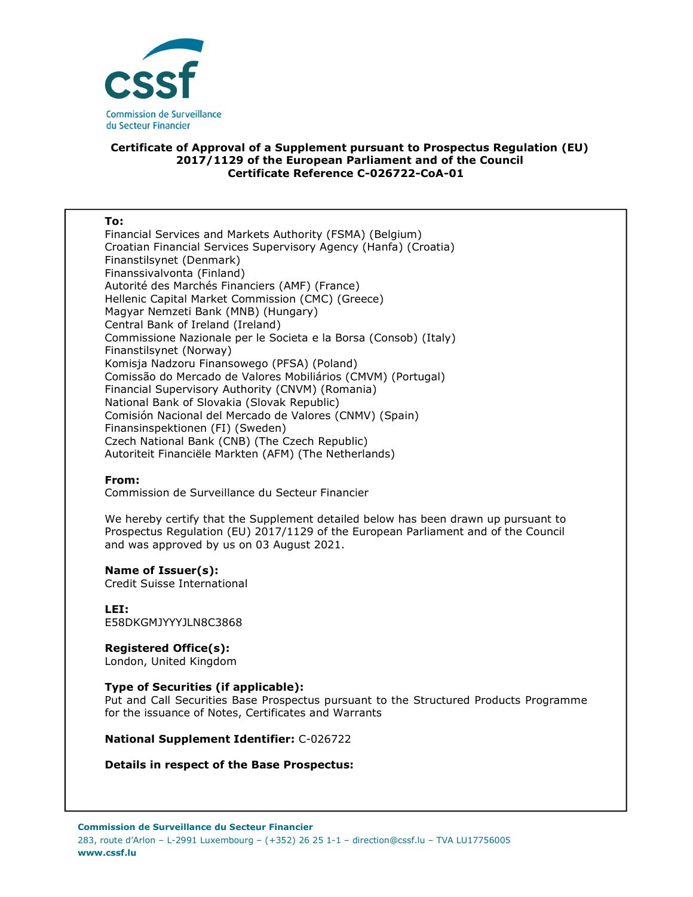cssf

Commission de Surveillance du Secteur Financier

**Certificate of Approval of a Supplement pursuant to Prospectus Regulation (EU) 2017/1129 of the European Parliament and of the Council**
**Certificate Reference C-026722-CoA-01**

**To:**
Financial Services and Markets Authority (FSMA) (Belgium)
Croatian Financial Services Supervisory Agency (Hanfa) (Croatia)
Finanstilsynet (Denmark)
Finanssivalvonta (Finland)
Autorité des Marchés Financiers (AMF) (France)
Hellenic Capital Market Commission (CMC) (Greece)
Magyar Nemzeti Bank (MNB) (Hungary)
Central Bank of Ireland (Ireland)
Commissione Nazionale per le Societa e la Borsa (Consob) (Italy)
Finanstilsynet (Norway)
Komisja Nadzoru Finansowego (PFSA) (Poland)
Comissão do Mercado de Valores Mobiliários (CMVM) (Portugal)
Financial Supervisory Authority (CNVM) (Romania)
National Bank of Slovakia (Slovak Republic)
Comisión Nacional del Mercado de Valores (CNMV) (Spain)
Finansinspektionen (FI) (Sweden)
Czech National Bank (CNB) (The Czech Republic)
Autoriteit Financiële Markten (AFM) (The Netherlands)

**From:**
Commission de Surveillance du Secteur Financier

We hereby certify that the Supplement detailed below has been drawn up pursuant to Prospectus Regulation (EU) 2017/1129 of the European Parliament and of the Council and was approved by us on 03 August 2021.

**Name of Issuer(s):**
Credit Suisse International

**LEI:**
E58DKGMJYYYJLN8C3868

**Registered Office(s):**
London, United Kingdom

**Type of Securities (if applicable):**
Put and Call Securities Base Prospectus pursuant to the Structured Products Programme for the issuance of Notes, Certificates and Warrants

**National Supplement Identifier:** C-026722

**Details in respect of the Base Prospectus:**

**Commission de Surveillance du Secteur Financier**
283, route d'Arlon – L-2991 Luxembourg – (+352) 26 25 1-1 – direction@cssf.lu – TVA LU17756005
**www.cssf.lu**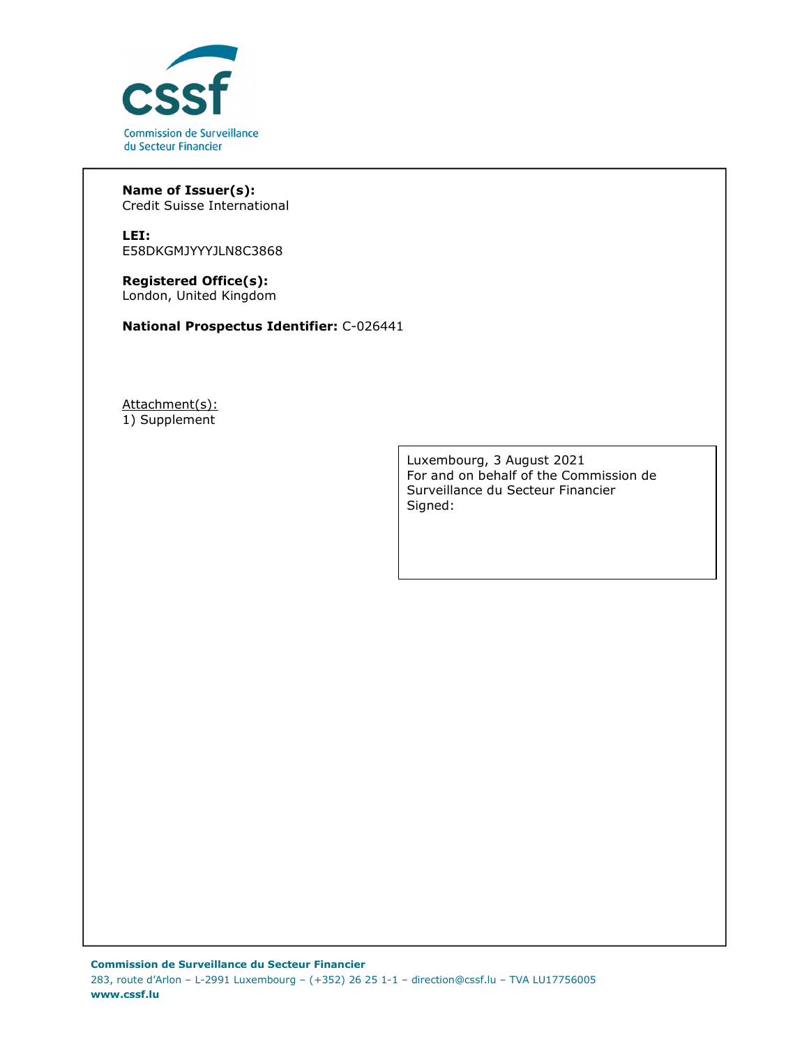cssf

Commission de Surveillance du Secteur Financier

**Name of Issuer(s):**
Credit Suisse International

**LEI:**
E58DKGMJYYYJLN8C3868

**Registered Office(s):**
London, United Kingdom

**National Prospectus Identifier:** C-026441

Attachment(s):
1) Supplement

Luxembourg, 3 August 2021
For and on behalf of the Commission de Surveillance du Secteur Financier
Signed:

**Commission de Surveillance du Secteur Financier**
283, route d'Arlon – L-2991 Luxembourg – (+352) 26 25 1-1 – direction@cssf.lu – TVA LU17756005
**www.cssf.lu**